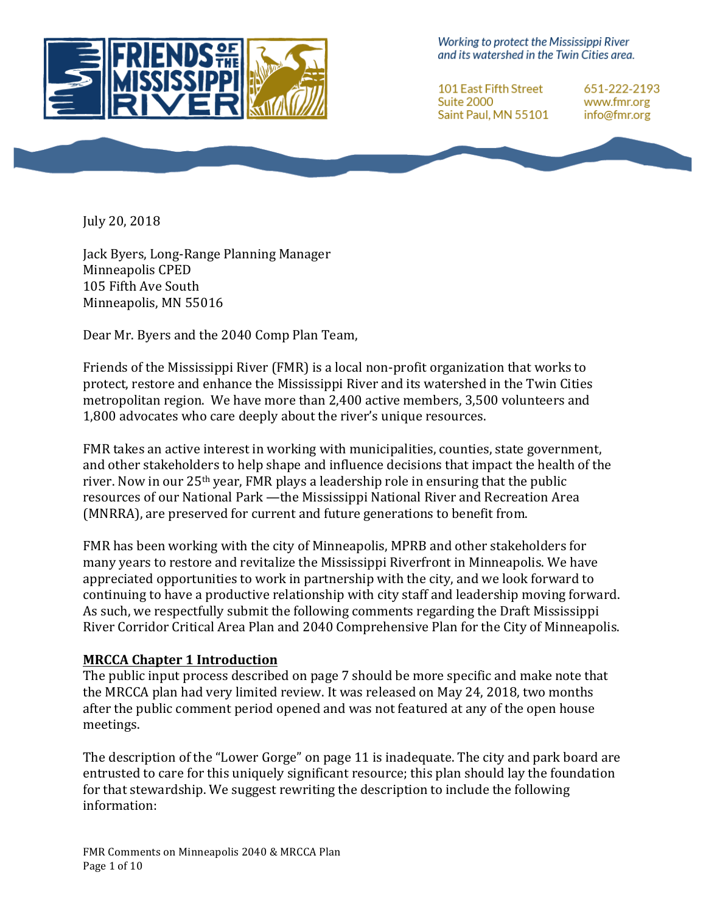Working to protect the Mississippi River and its watershed in the Twin Cities area.

101 East Fifth Street
Suite 2000
Saint Paul, MN 55101

651-222-2193
www.fmr.org
info@fmr.org

July 20, 2018

Jack Byers, Long-Range Planning Manager
Minneapolis CPED
105 Fifth Ave South
Minneapolis, MN 55016

Dear Mr. Byers and the 2040 Comp Plan Team,

Friends of the Mississippi River (FMR) is a local non-profit organization that works to protect, restore and enhance the Mississippi River and its watershed in the Twin Cities metropolitan region. We have more than 2,400 active members, 3,500 volunteers and 1,800 advocates who care deeply about the river's unique resources.

FMR takes an active interest in working with municipalities, counties, state government, and other stakeholders to help shape and influence decisions that impact the health of the river. Now in our 25th year, FMR plays a leadership role in ensuring that the public resources of our National Park —the Mississippi National River and Recreation Area (MNRRA), are preserved for current and future generations to benefit from.

FMR has been working with the city of Minneapolis, MPRB and other stakeholders for many years to restore and revitalize the Mississippi Riverfront in Minneapolis. We have appreciated opportunities to work in partnership with the city, and we look forward to continuing to have a productive relationship with city staff and leadership moving forward. As such, we respectfully submit the following comments regarding the Draft Mississippi River Corridor Critical Area Plan and 2040 Comprehensive Plan for the City of Minneapolis.

## MRCCA Chapter 1 Introduction

The public input process described on page 7 should be more specific and make note that the MRCCA plan had very limited review. It was released on May 24, 2018, two months after the public comment period opened and was not featured at any of the open house meetings.

The description of the "Lower Gorge" on page 11 is inadequate. The city and park board are entrusted to care for this uniquely significant resource; this plan should lay the foundation for that stewardship. We suggest rewriting the description to include the following information: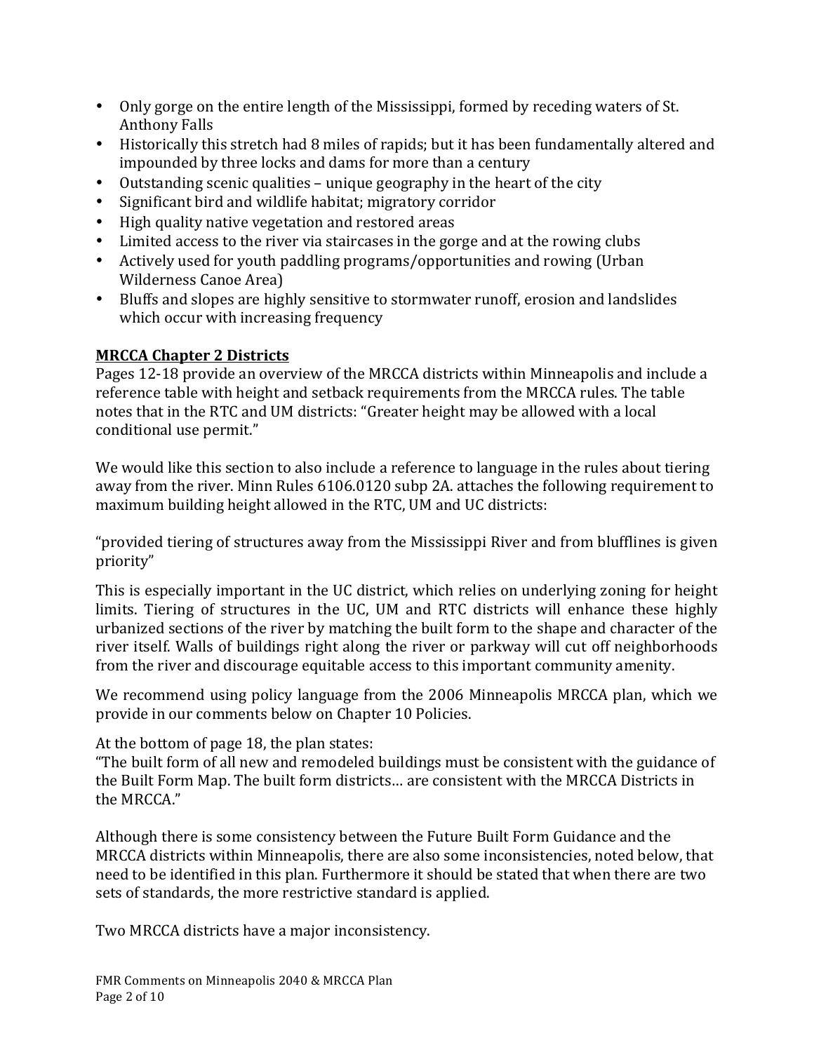- Only gorge on the entire length of the Mississippi, formed by receding waters of St. Anthony Falls
- Historically this stretch had 8 miles of rapids; but it has been fundamentally altered and impounded by three locks and dams for more than a century
- Outstanding scenic qualities – unique geography in the heart of the city
- Significant bird and wildlife habitat; migratory corridor
- High quality native vegetation and restored areas
- Limited access to the river via staircases in the gorge and at the rowing clubs
- Actively used for youth paddling programs/opportunities and rowing (Urban Wilderness Canoe Area)
- Bluffs and slopes are highly sensitive to stormwater runoff, erosion and landslides which occur with increasing frequency

**MRCCA Chapter 2 Districts**

Pages 12-18 provide an overview of the MRCCA districts within Minneapolis and include a reference table with height and setback requirements from the MRCCA rules. The table notes that in the RTC and UM districts: "Greater height may be allowed with a local conditional use permit."

We would like this section to also include a reference to language in the rules about tiering away from the river. Minn Rules 6106.0120 subp 2A. attaches the following requirement to maximum building height allowed in the RTC, UM and UC districts:

"provided tiering of structures away from the Mississippi River and from blufflines is given priority"

This is especially important in the UC district, which relies on underlying zoning for height limits. Tiering of structures in the UC, UM and RTC districts will enhance these highly urbanized sections of the river by matching the built form to the shape and character of the river itself. Walls of buildings right along the river or parkway will cut off neighborhoods from the river and discourage equitable access to this important community amenity.

We recommend using policy language from the 2006 Minneapolis MRCCA plan, which we provide in our comments below on Chapter 10 Policies.

At the bottom of page 18, the plan states:
"The built form of all new and remodeled buildings must be consistent with the guidance of the Built Form Map. The built form districts… are consistent with the MRCCA Districts in the MRCCA."

Although there is some consistency between the Future Built Form Guidance and the MRCCA districts within Minneapolis, there are also some inconsistencies, noted below, that need to be identified in this plan. Furthermore it should be stated that when there are two sets of standards, the more restrictive standard is applied.

Two MRCCA districts have a major inconsistency.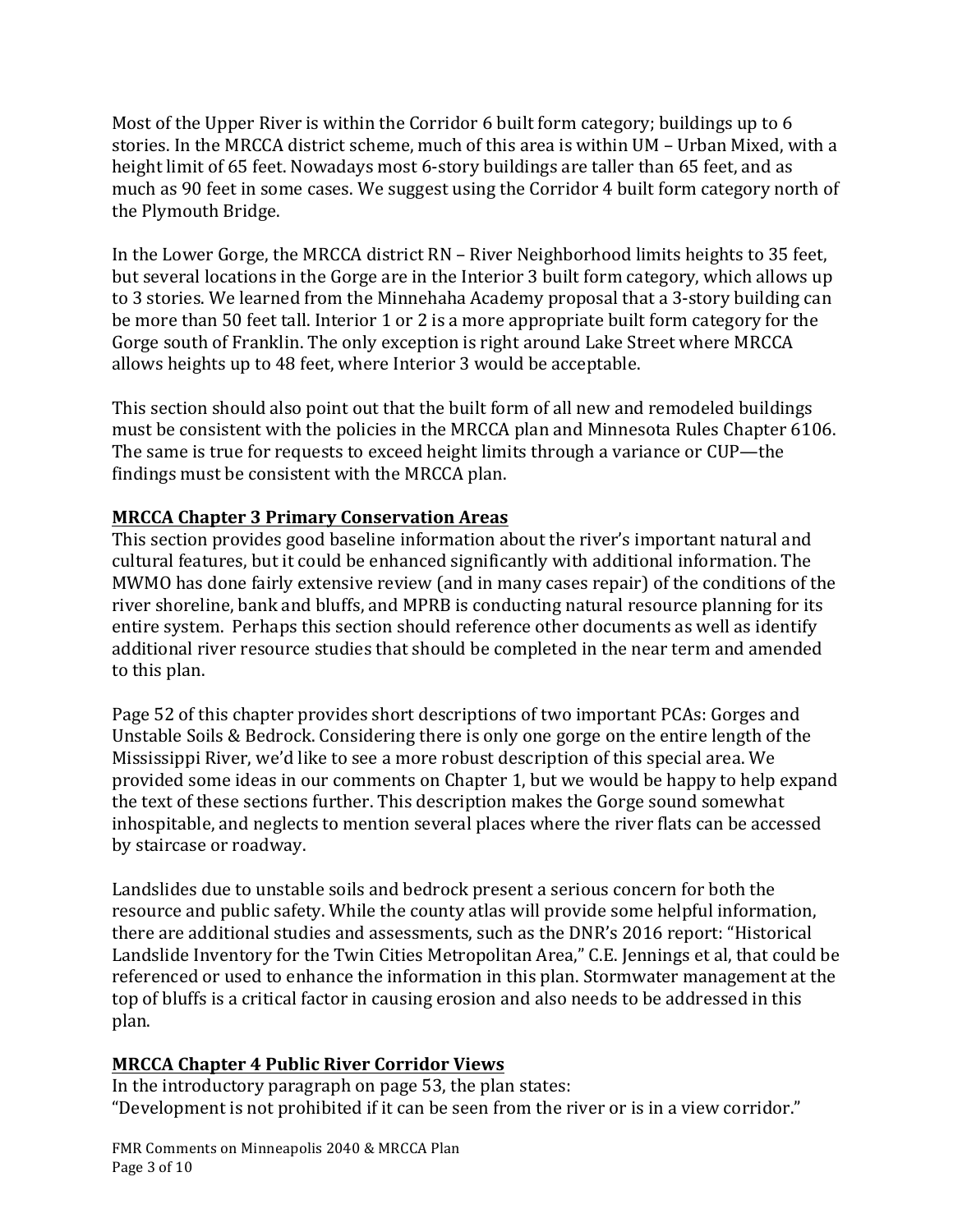Most of the Upper River is within the Corridor 6 built form category; buildings up to 6 stories. In the MRCCA district scheme, much of this area is within UM – Urban Mixed, with a height limit of 65 feet. Nowadays most 6-story buildings are taller than 65 feet, and as much as 90 feet in some cases. We suggest using the Corridor 4 built form category north of the Plymouth Bridge.

In the Lower Gorge, the MRCCA district RN – River Neighborhood limits heights to 35 feet, but several locations in the Gorge are in the Interior 3 built form category, which allows up to 3 stories. We learned from the Minnehaha Academy proposal that a 3-story building can be more than 50 feet tall. Interior 1 or 2 is a more appropriate built form category for the Gorge south of Franklin. The only exception is right around Lake Street where MRCCA allows heights up to 48 feet, where Interior 3 would be acceptable.

This section should also point out that the built form of all new and remodeled buildings must be consistent with the policies in the MRCCA plan and Minnesota Rules Chapter 6106. The same is true for requests to exceed height limits through a variance or CUP—the findings must be consistent with the MRCCA plan.

## MRCCA Chapter 3 Primary Conservation Areas

This section provides good baseline information about the river's important natural and cultural features, but it could be enhanced significantly with additional information. The MWMO has done fairly extensive review (and in many cases repair) of the conditions of the river shoreline, bank and bluffs, and MPRB is conducting natural resource planning for its entire system. Perhaps this section should reference other documents as well as identify additional river resource studies that should be completed in the near term and amended to this plan.

Page 52 of this chapter provides short descriptions of two important PCAs: Gorges and Unstable Soils & Bedrock. Considering there is only one gorge on the entire length of the Mississippi River, we'd like to see a more robust description of this special area. We provided some ideas in our comments on Chapter 1, but we would be happy to help expand the text of these sections further. This description makes the Gorge sound somewhat inhospitable, and neglects to mention several places where the river flats can be accessed by staircase or roadway.

Landslides due to unstable soils and bedrock present a serious concern for both the resource and public safety. While the county atlas will provide some helpful information, there are additional studies and assessments, such as the DNR's 2016 report: "Historical Landslide Inventory for the Twin Cities Metropolitan Area," C.E. Jennings et al, that could be referenced or used to enhance the information in this plan. Stormwater management at the top of bluffs is a critical factor in causing erosion and also needs to be addressed in this plan.

## MRCCA Chapter 4 Public River Corridor Views

In the introductory paragraph on page 53, the plan states:
"Development is not prohibited if it can be seen from the river or is in a view corridor."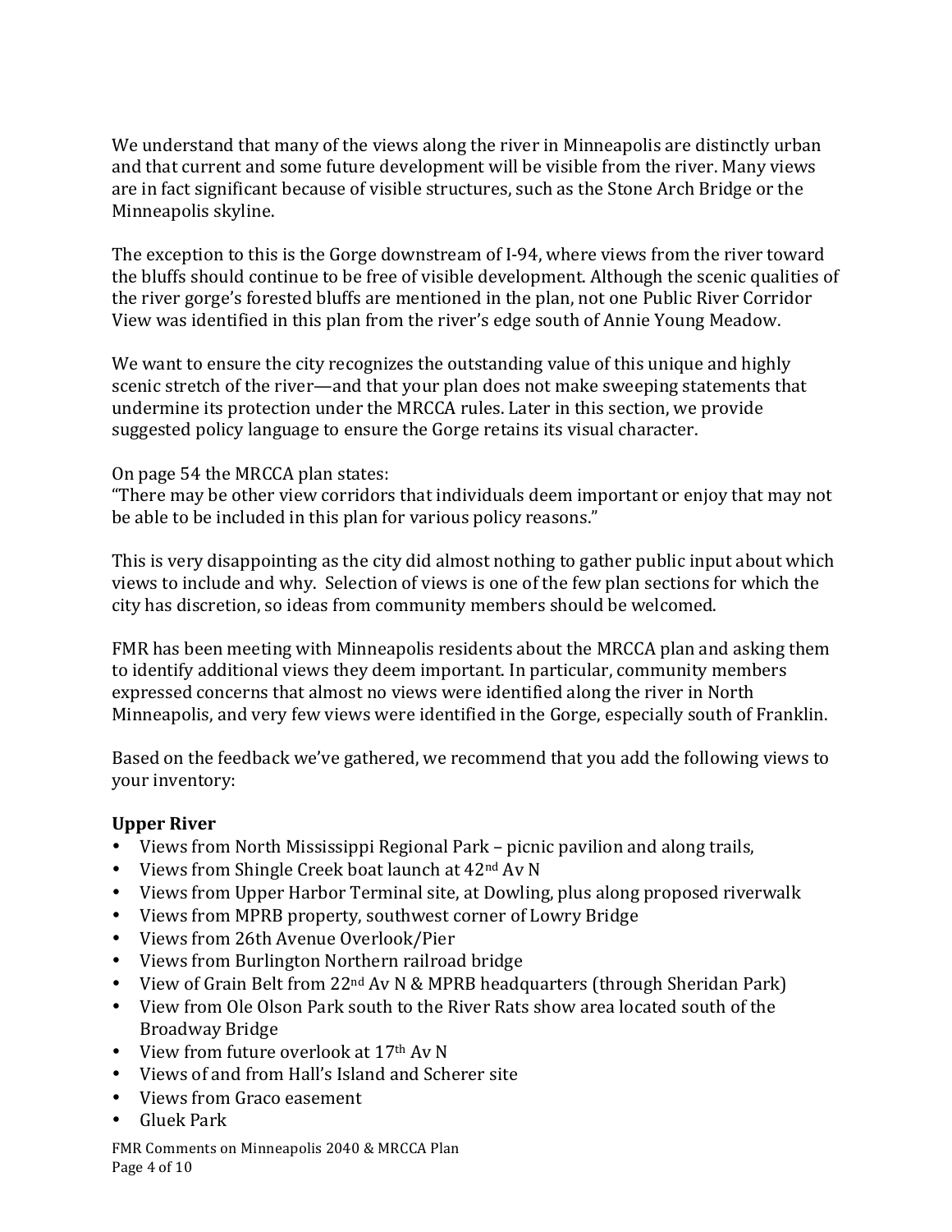We understand that many of the views along the river in Minneapolis are distinctly urban and that current and some future development will be visible from the river. Many views are in fact significant because of visible structures, such as the Stone Arch Bridge or the Minneapolis skyline.

The exception to this is the Gorge downstream of I-94, where views from the river toward the bluffs should continue to be free of visible development. Although the scenic qualities of the river gorge's forested bluffs are mentioned in the plan, not one Public River Corridor View was identified in this plan from the river's edge south of Annie Young Meadow.

We want to ensure the city recognizes the outstanding value of this unique and highly scenic stretch of the river—and that your plan does not make sweeping statements that undermine its protection under the MRCCA rules. Later in this section, we provide suggested policy language to ensure the Gorge retains its visual character.

On page 54 the MRCCA plan states:
"There may be other view corridors that individuals deem important or enjoy that may not be able to be included in this plan for various policy reasons."

This is very disappointing as the city did almost nothing to gather public input about which views to include and why. Selection of views is one of the few plan sections for which the city has discretion, so ideas from community members should be welcomed.

FMR has been meeting with Minneapolis residents about the MRCCA plan and asking them to identify additional views they deem important. In particular, community members expressed concerns that almost no views were identified along the river in North Minneapolis, and very few views were identified in the Gorge, especially south of Franklin.

Based on the feedback we've gathered, we recommend that you add the following views to your inventory:

**Upper River**

- Views from North Mississippi Regional Park – picnic pavilion and along trails,
- Views from Shingle Creek boat launch at 42nd Av N
- Views from Upper Harbor Terminal site, at Dowling, plus along proposed riverwalk
- Views from MPRB property, southwest corner of Lowry Bridge
- Views from 26th Avenue Overlook/Pier
- Views from Burlington Northern railroad bridge
- View of Grain Belt from 22nd Av N & MPRB headquarters (through Sheridan Park)
- View from Ole Olson Park south to the River Rats show area located south of the Broadway Bridge
- View from future overlook at 17th Av N
- Views of and from Hall's Island and Scherer site
- Views from Graco easement
- Gluek Park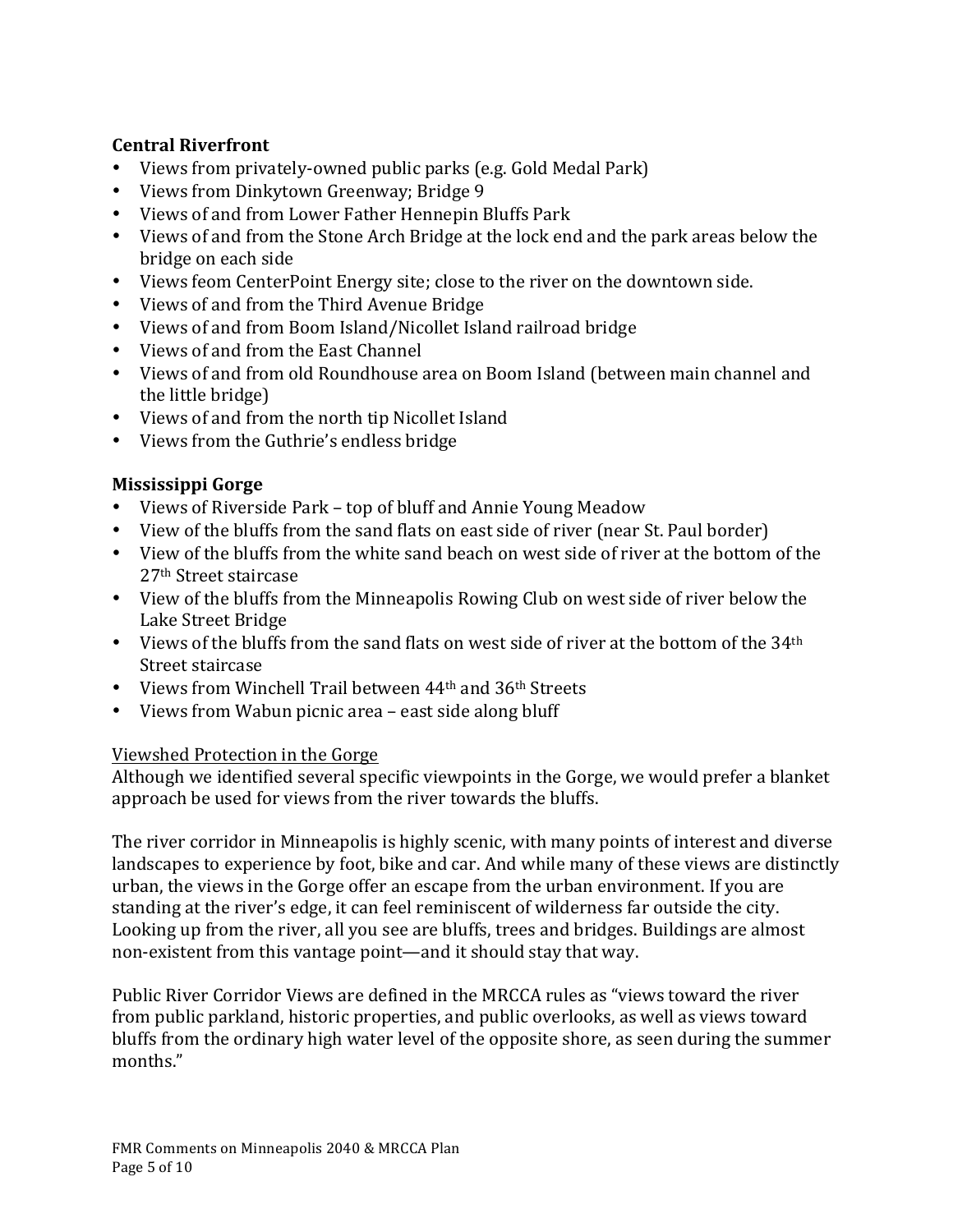**Central Riverfront**

- Views from privately-owned public parks (e.g. Gold Medal Park)
- Views from Dinkytown Greenway; Bridge 9
- Views of and from Lower Father Hennepin Bluffs Park
- Views of and from the Stone Arch Bridge at the lock end and the park areas below the bridge on each side
- Views feom CenterPoint Energy site; close to the river on the downtown side.
- Views of and from the Third Avenue Bridge
- Views of and from Boom Island/Nicollet Island railroad bridge
- Views of and from the East Channel
- Views of and from old Roundhouse area on Boom Island (between main channel and the little bridge)
- Views of and from the north tip Nicollet Island
- Views from the Guthrie's endless bridge

**Mississippi Gorge**

- Views of Riverside Park – top of bluff and Annie Young Meadow
- View of the bluffs from the sand flats on east side of river (near St. Paul border)
- View of the bluffs from the white sand beach on west side of river at the bottom of the 27th Street staircase
- View of the bluffs from the Minneapolis Rowing Club on west side of river below the Lake Street Bridge
- Views of the bluffs from the sand flats on west side of river at the bottom of the 34th Street staircase
- Views from Winchell Trail between 44th and 36th Streets
- Views from Wabun picnic area – east side along bluff

<u>Viewshed Protection in the Gorge</u>

Although we identified several specific viewpoints in the Gorge, we would prefer a blanket approach be used for views from the river towards the bluffs.

The river corridor in Minneapolis is highly scenic, with many points of interest and diverse landscapes to experience by foot, bike and car. And while many of these views are distinctly urban, the views in the Gorge offer an escape from the urban environment. If you are standing at the river's edge, it can feel reminiscent of wilderness far outside the city. Looking up from the river, all you see are bluffs, trees and bridges. Buildings are almost non-existent from this vantage point—and it should stay that way.

Public River Corridor Views are defined in the MRCCA rules as "views toward the river from public parkland, historic properties, and public overlooks, as well as views toward bluffs from the ordinary high water level of the opposite shore, as seen during the summer months."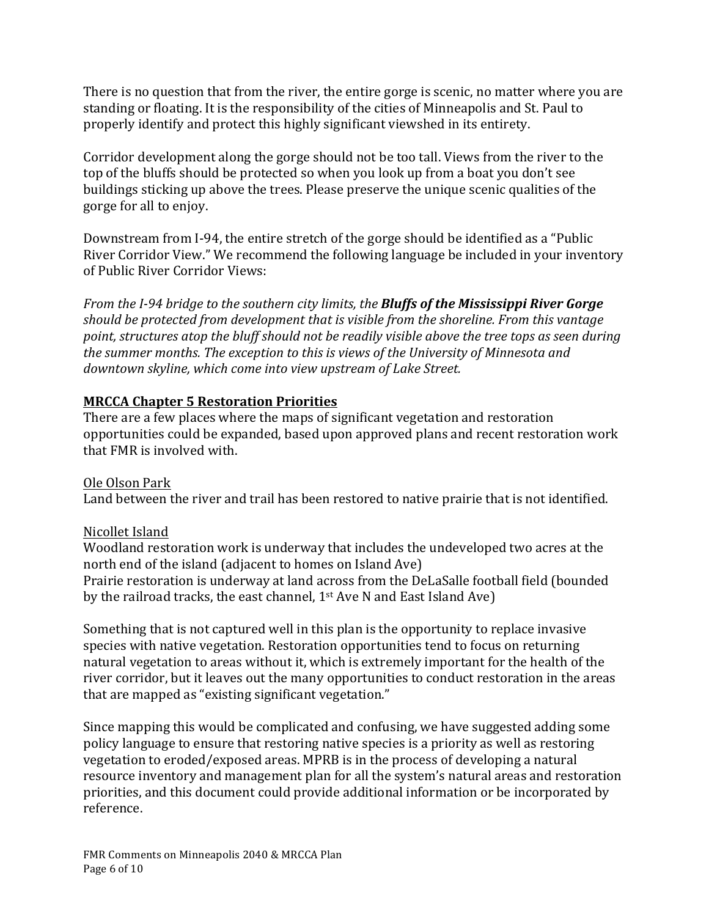There is no question that from the river, the entire gorge is scenic, no matter where you are standing or floating. It is the responsibility of the cities of Minneapolis and St. Paul to properly identify and protect this highly significant viewshed in its entirety.

Corridor development along the gorge should not be too tall. Views from the river to the top of the bluffs should be protected so when you look up from a boat you don't see buildings sticking up above the trees. Please preserve the unique scenic qualities of the gorge for all to enjoy.

Downstream from I-94, the entire stretch of the gorge should be identified as a "Public River Corridor View." We recommend the following language be included in your inventory of Public River Corridor Views:

*From the I-94 bridge to the southern city limits, the* ***Bluffs of the Mississippi River Gorge*** *should be protected from development that is visible from the shoreline. From this vantage point, structures atop the bluff should not be readily visible above the tree tops as seen during the summer months. The exception to this is views of the University of Minnesota and downtown skyline, which come into view upstream of Lake Street.*

**MRCCA Chapter 5 Restoration Priorities**

There are a few places where the maps of significant vegetation and restoration opportunities could be expanded, based upon approved plans and recent restoration work that FMR is involved with.

Ole Olson Park

Land between the river and trail has been restored to native prairie that is not identified.

Nicollet Island

Woodland restoration work is underway that includes the undeveloped two acres at the north end of the island (adjacent to homes on Island Ave)

Prairie restoration is underway at land across from the DeLaSalle football field (bounded by the railroad tracks, the east channel, 1st Ave N and East Island Ave)

Something that is not captured well in this plan is the opportunity to replace invasive species with native vegetation. Restoration opportunities tend to focus on returning natural vegetation to areas without it, which is extremely important for the health of the river corridor, but it leaves out the many opportunities to conduct restoration in the areas that are mapped as "existing significant vegetation."

Since mapping this would be complicated and confusing, we have suggested adding some policy language to ensure that restoring native species is a priority as well as restoring vegetation to eroded/exposed areas. MPRB is in the process of developing a natural resource inventory and management plan for all the system's natural areas and restoration priorities, and this document could provide additional information or be incorporated by reference.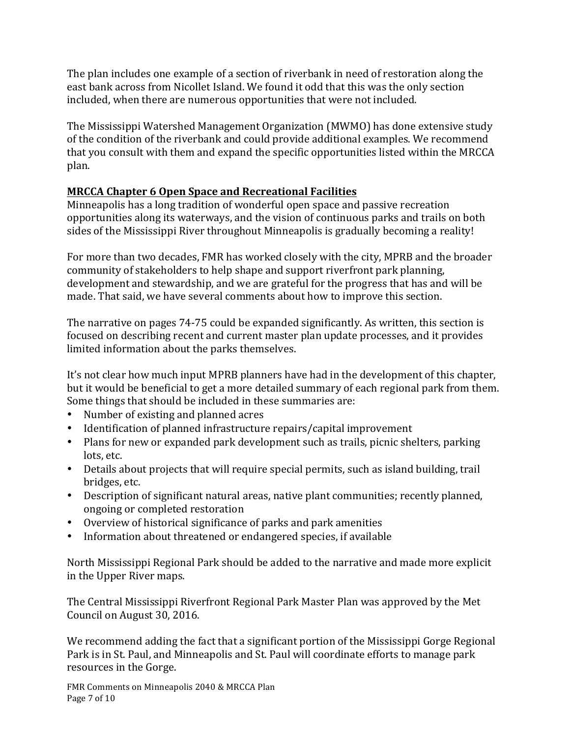The plan includes one example of a section of riverbank in need of restoration along the east bank across from Nicollet Island. We found it odd that this was the only section included, when there are numerous opportunities that were not included.

The Mississippi Watershed Management Organization (MWMO) has done extensive study of the condition of the riverbank and could provide additional examples. We recommend that you consult with them and expand the specific opportunities listed within the MRCCA plan.

**MRCCA Chapter 6 Open Space and Recreational Facilities**

Minneapolis has a long tradition of wonderful open space and passive recreation opportunities along its waterways, and the vision of continuous parks and trails on both sides of the Mississippi River throughout Minneapolis is gradually becoming a reality!

For more than two decades, FMR has worked closely with the city, MPRB and the broader community of stakeholders to help shape and support riverfront park planning, development and stewardship, and we are grateful for the progress that has and will be made. That said, we have several comments about how to improve this section.

The narrative on pages 74-75 could be expanded significantly. As written, this section is focused on describing recent and current master plan update processes, and it provides limited information about the parks themselves.

It's not clear how much input MPRB planners have had in the development of this chapter, but it would be beneficial to get a more detailed summary of each regional park from them. Some things that should be included in these summaries are:

- Number of existing and planned acres
- Identification of planned infrastructure repairs/capital improvement
- Plans for new or expanded park development such as trails, picnic shelters, parking lots, etc.
- Details about projects that will require special permits, such as island building, trail bridges, etc.
- Description of significant natural areas, native plant communities; recently planned, ongoing or completed restoration
- Overview of historical significance of parks and park amenities
- Information about threatened or endangered species, if available

North Mississippi Regional Park should be added to the narrative and made more explicit in the Upper River maps.

The Central Mississippi Riverfront Regional Park Master Plan was approved by the Met Council on August 30, 2016.

We recommend adding the fact that a significant portion of the Mississippi Gorge Regional Park is in St. Paul, and Minneapolis and St. Paul will coordinate efforts to manage park resources in the Gorge.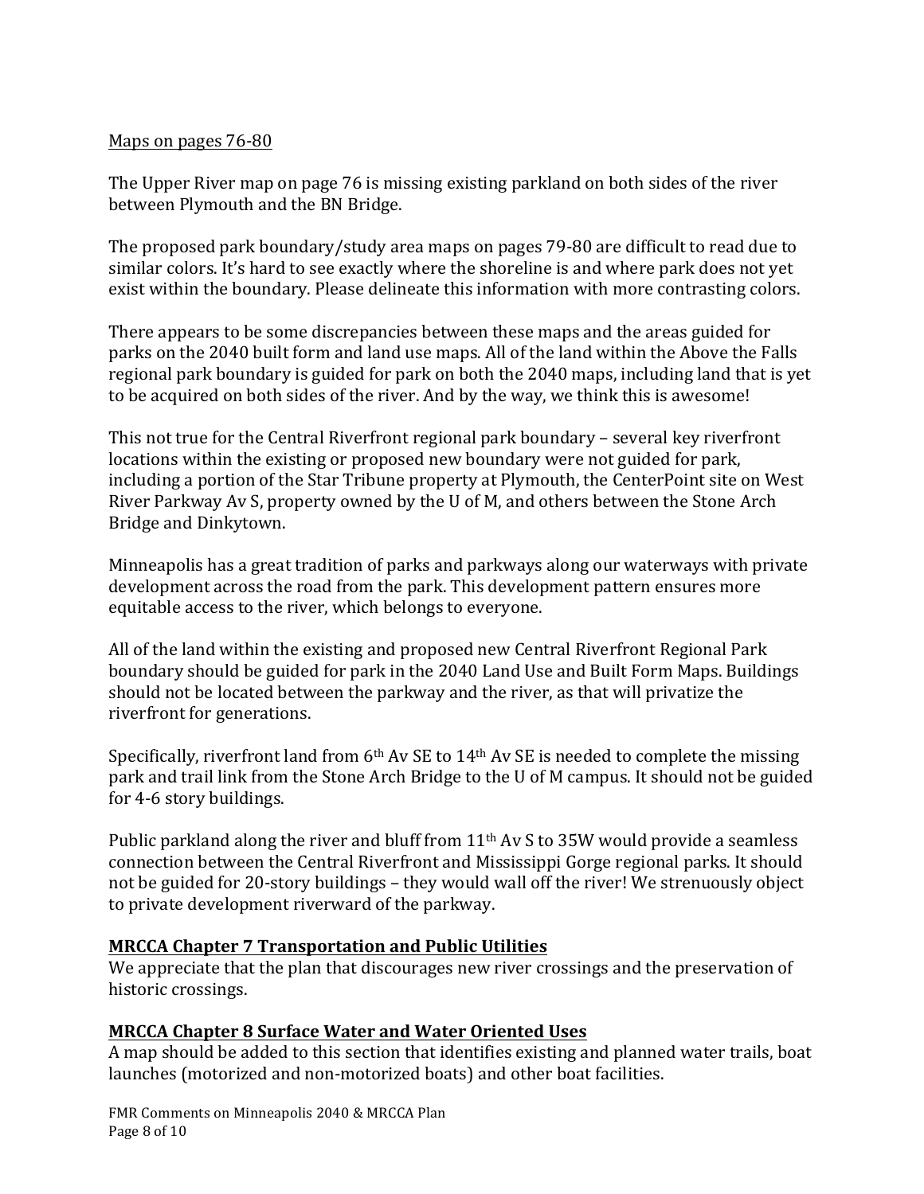Maps on pages 76-80

The Upper River map on page 76 is missing existing parkland on both sides of the river between Plymouth and the BN Bridge.

The proposed park boundary/study area maps on pages 79-80 are difficult to read due to similar colors. It's hard to see exactly where the shoreline is and where park does not yet exist within the boundary. Please delineate this information with more contrasting colors.

There appears to be some discrepancies between these maps and the areas guided for parks on the 2040 built form and land use maps. All of the land within the Above the Falls regional park boundary is guided for park on both the 2040 maps, including land that is yet to be acquired on both sides of the river. And by the way, we think this is awesome!

This not true for the Central Riverfront regional park boundary – several key riverfront locations within the existing or proposed new boundary were not guided for park, including a portion of the Star Tribune property at Plymouth, the CenterPoint site on West River Parkway Av S, property owned by the U of M, and others between the Stone Arch Bridge and Dinkytown.

Minneapolis has a great tradition of parks and parkways along our waterways with private development across the road from the park. This development pattern ensures more equitable access to the river, which belongs to everyone.

All of the land within the existing and proposed new Central Riverfront Regional Park boundary should be guided for park in the 2040 Land Use and Built Form Maps. Buildings should not be located between the parkway and the river, as that will privatize the riverfront for generations.

Specifically, riverfront land from 6th Av SE to 14th Av SE is needed to complete the missing park and trail link from the Stone Arch Bridge to the U of M campus. It should not be guided for 4-6 story buildings.

Public parkland along the river and bluff from 11th Av S to 35W would provide a seamless connection between the Central Riverfront and Mississippi Gorge regional parks. It should not be guided for 20-story buildings – they would wall off the river! We strenuously object to private development riverward of the parkway.

**MRCCA Chapter 7 Transportation and Public Utilities**

We appreciate that the plan that discourages new river crossings and the preservation of historic crossings.

**MRCCA Chapter 8 Surface Water and Water Oriented Uses**

A map should be added to this section that identifies existing and planned water trails, boat launches (motorized and non-motorized boats) and other boat facilities.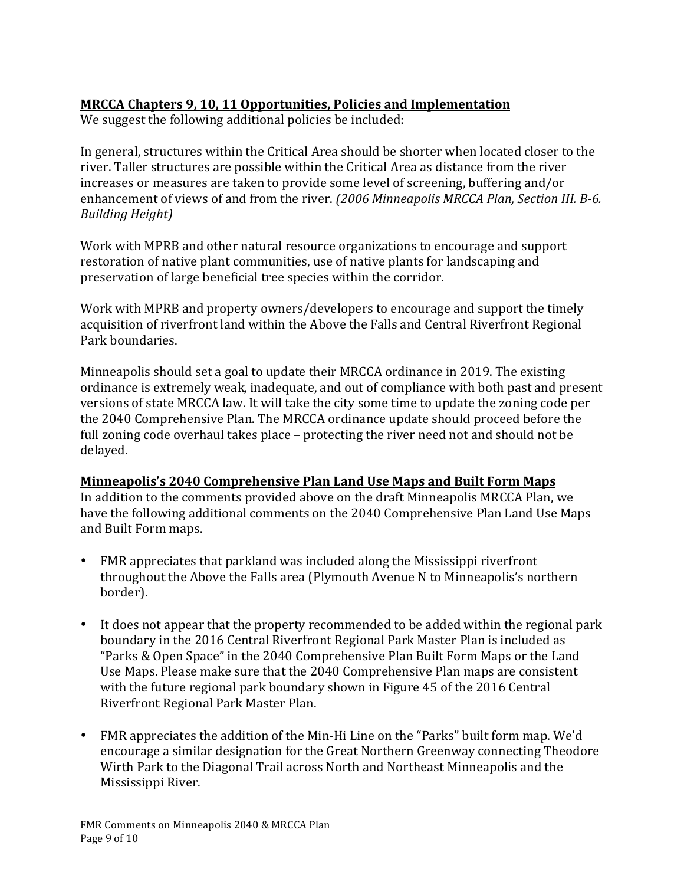**MRCCA Chapters 9, 10, 11 Opportunities, Policies and Implementation**

We suggest the following additional policies be included:

In general, structures within the Critical Area should be shorter when located closer to the river. Taller structures are possible within the Critical Area as distance from the river increases or measures are taken to provide some level of screening, buffering and/or enhancement of views of and from the river. *(2006 Minneapolis MRCCA Plan, Section III. B-6. Building Height)*

Work with MPRB and other natural resource organizations to encourage and support restoration of native plant communities, use of native plants for landscaping and preservation of large beneficial tree species within the corridor.

Work with MPRB and property owners/developers to encourage and support the timely acquisition of riverfront land within the Above the Falls and Central Riverfront Regional Park boundaries.

Minneapolis should set a goal to update their MRCCA ordinance in 2019. The existing ordinance is extremely weak, inadequate, and out of compliance with both past and present versions of state MRCCA law. It will take the city some time to update the zoning code per the 2040 Comprehensive Plan. The MRCCA ordinance update should proceed before the full zoning code overhaul takes place – protecting the river need not and should not be delayed.

**Minneapolis's 2040 Comprehensive Plan Land Use Maps and Built Form Maps**

In addition to the comments provided above on the draft Minneapolis MRCCA Plan, we have the following additional comments on the 2040 Comprehensive Plan Land Use Maps and Built Form maps.

- FMR appreciates that parkland was included along the Mississippi riverfront throughout the Above the Falls area (Plymouth Avenue N to Minneapolis's northern border).
- It does not appear that the property recommended to be added within the regional park boundary in the 2016 Central Riverfront Regional Park Master Plan is included as "Parks & Open Space" in the 2040 Comprehensive Plan Built Form Maps or the Land Use Maps. Please make sure that the 2040 Comprehensive Plan maps are consistent with the future regional park boundary shown in Figure 45 of the 2016 Central Riverfront Regional Park Master Plan.
- FMR appreciates the addition of the Min-Hi Line on the "Parks" built form map. We'd encourage a similar designation for the Great Northern Greenway connecting Theodore Wirth Park to the Diagonal Trail across North and Northeast Minneapolis and the Mississippi River.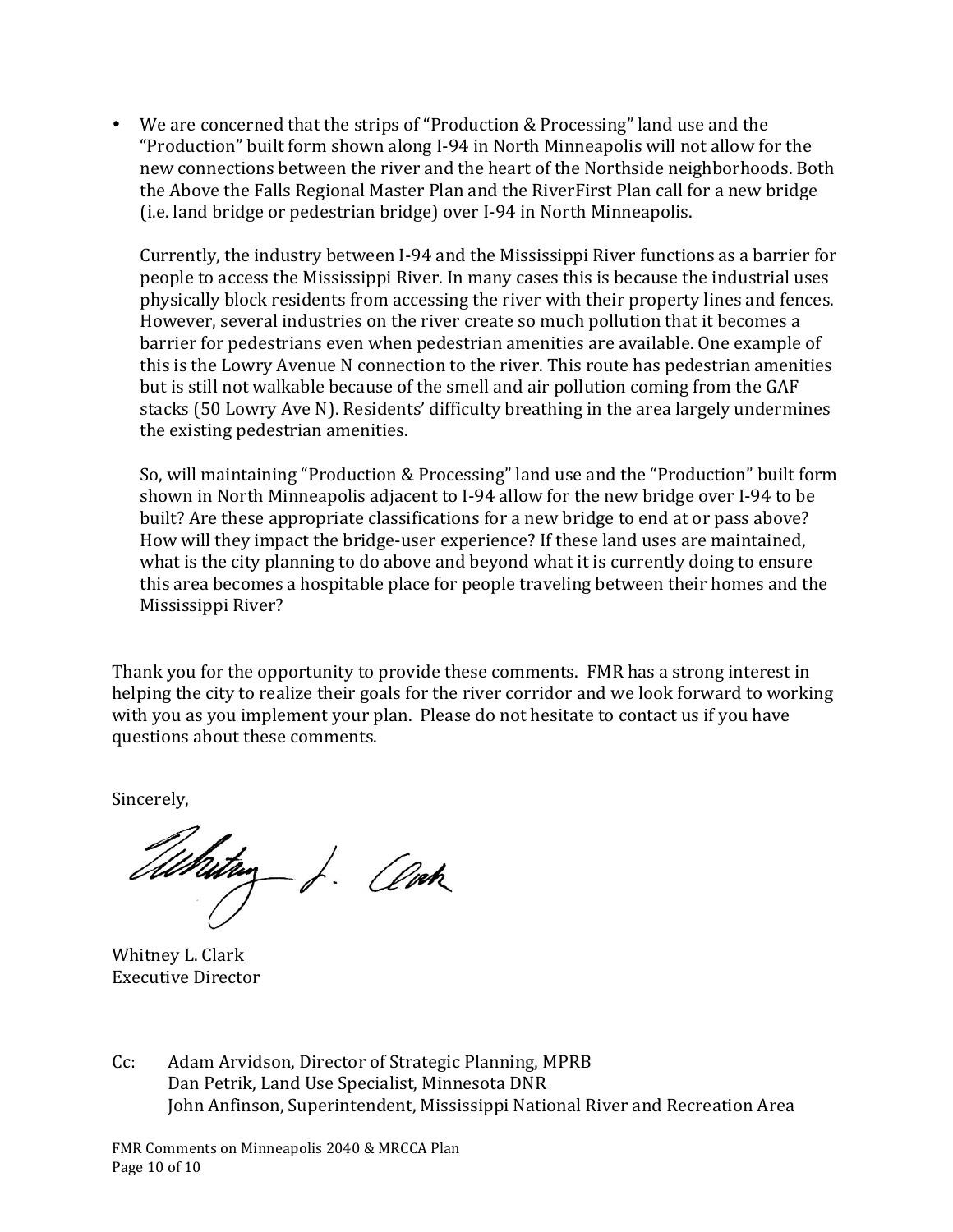- We are concerned that the strips of "Production & Processing" land use and the "Production" built form shown along I-94 in North Minneapolis will not allow for the new connections between the river and the heart of the Northside neighborhoods. Both the Above the Falls Regional Master Plan and the RiverFirst Plan call for a new bridge (i.e. land bridge or pedestrian bridge) over I-94 in North Minneapolis.

  Currently, the industry between I-94 and the Mississippi River functions as a barrier for people to access the Mississippi River. In many cases this is because the industrial uses physically block residents from accessing the river with their property lines and fences. However, several industries on the river create so much pollution that it becomes a barrier for pedestrians even when pedestrian amenities are available. One example of this is the Lowry Avenue N connection to the river. This route has pedestrian amenities but is still not walkable because of the smell and air pollution coming from the GAF stacks (50 Lowry Ave N). Residents' difficulty breathing in the area largely undermines the existing pedestrian amenities.

  So, will maintaining "Production & Processing" land use and the "Production" built form shown in North Minneapolis adjacent to I-94 allow for the new bridge over I-94 to be built? Are these appropriate classifications for a new bridge to end at or pass above? How will they impact the bridge-user experience? If these land uses are maintained, what is the city planning to do above and beyond what it is currently doing to ensure this area becomes a hospitable place for people traveling between their homes and the Mississippi River?

Thank you for the opportunity to provide these comments. FMR has a strong interest in helping the city to realize their goals for the river corridor and we look forward to working with you as you implement your plan. Please do not hesitate to contact us if you have questions about these comments.

Sincerely,

Whitney L. Clark
Executive Director

Cc: Adam Arvidson, Director of Strategic Planning, MPRB
Dan Petrik, Land Use Specialist, Minnesota DNR
John Anfinson, Superintendent, Mississippi National River and Recreation Area